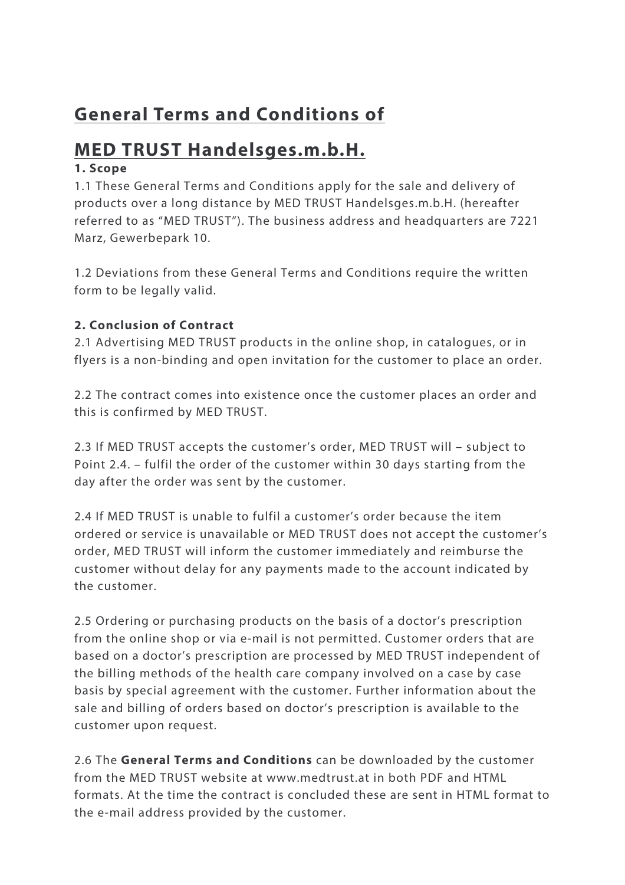# General Terms and Conditions of

# MED TRUST Handelsges.m.b.H.

**1. Scope**

1.1 These General Terms and Conditions apply for the sale and delivery of products over a long distance by MED TRUST Handelsges.m.b.H. (hereafter referred to as "MED TRUST"). The business address and headquarters are 7221 Marz, Gewerbepark 10.

1.2 Deviations from these General Terms and Conditions require the written form to be legally valid.

**2. Conclusion of Contract**

2.1 Advertising MED TRUST products in the online shop, in catalogues, or in flyers is a non-binding and open invitation for the customer to place an order.

2.2 The contract comes into existence once the customer places an order and this is confirmed by MED TRUST.

2.3 If MED TRUST accepts the customer's order, MED TRUST will – subject to Point 2.4. – fulfil the order of the customer within 30 days starting from the day after the order was sent by the customer.

2.4 If MED TRUST is unable to fulfil a customer's order because the item ordered or service is unavailable or MED TRUST does not accept the customer's order, MED TRUST will inform the customer immediately and reimburse the customer without delay for any payments made to the account indicated by the customer.

2.5 Ordering or purchasing products on the basis of a doctor's prescription from the online shop or via e-mail is not permitted. Customer orders that are based on a doctor's prescription are processed by MED TRUST independent of the billing methods of the health care company involved on a case by case basis by special agreement with the customer. Further information about the sale and billing of orders based on doctor's prescription is available to the customer upon request.

2.6 The **General Terms and Conditions** can be downloaded by the customer from the MED TRUST website at www.medtrust.at in both PDF and HTML formats. At the time the contract is concluded these are sent in HTML format to the e-mail address provided by the customer.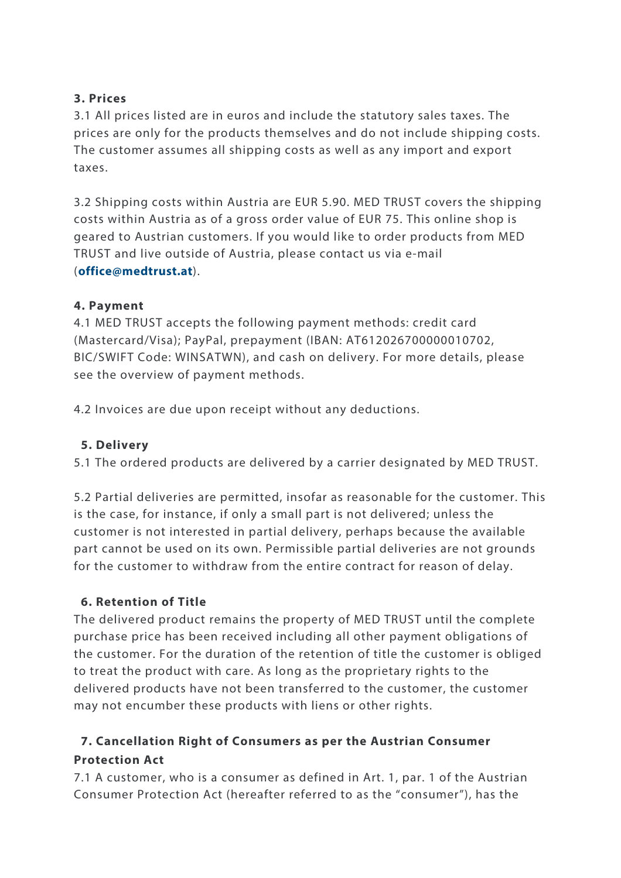### 3. Prices

3.1 All prices listed are in euros and include the statutory sales taxes. The prices are only for the products themselves and do not include shipping costs. The customer assumes all shipping costs as well as any import and export taxes.

3.2 Shipping costs within Austria are EUR 5.90. MED TRUST covers the shipping costs within Austria as of a gross order value of EUR 75. This online shop is geared to Austrian customers. If you would like to order products from MED TRUST and live outside of Austria, please contact us via e-mail (**office@medtrust.at**).

### 4. Payment

4.1 MED TRUST accepts the following payment methods: credit card (Mastercard/Visa); PayPal, prepayment (IBAN: AT612026700000010702, BIC/SWIFT Code: WINSATWN), and cash on delivery. For more details, please see the overview of payment methods.

4.2 Invoices are due upon receipt without any deductions.

### 5. Delivery

5.1 The ordered products are delivered by a carrier designated by MED TRUST.

5.2 Partial deliveries are permitted, insofar as reasonable for the customer. This is the case, for instance, if only a small part is not delivered; unless the customer is not interested in partial delivery, perhaps because the available part cannot be used on its own. Permissible partial deliveries are not grounds for the customer to withdraw from the entire contract for reason of delay.

### 6. Retention of Title

The delivered product remains the property of MED TRUST until the complete purchase price has been received including all other payment obligations of the customer. For the duration of the retention of title the customer is obliged to treat the product with care. As long as the proprietary rights to the delivered products have not been transferred to the customer, the customer may not encumber these products with liens or other rights.

### 7. Cancellation Right of Consumers as per the Austrian Consumer Protection Act

7.1 A customer, who is a consumer as defined in Art. 1, par. 1 of the Austrian Consumer Protection Act (hereafter referred to as the "consumer"), has the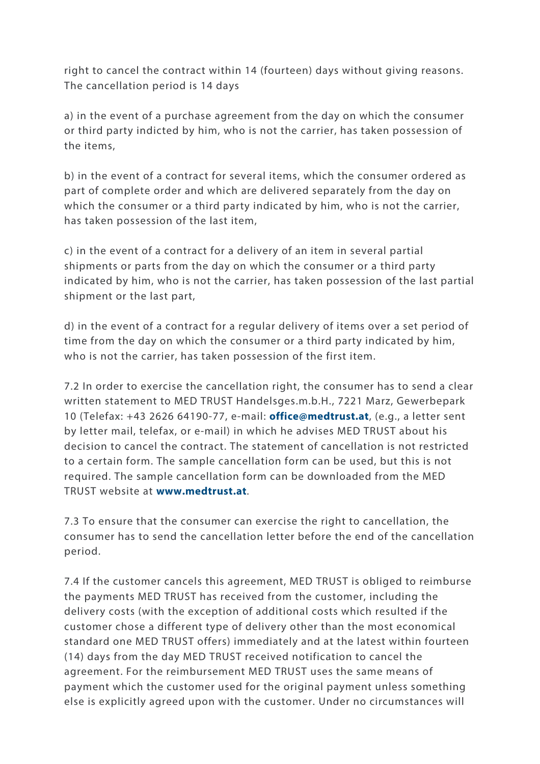right to cancel the contract within 14 (fourteen) days without giving reasons. The cancellation period is 14 days

a) in the event of a purchase agreement from the day on which the consumer or third party indicted by him, who is not the carrier, has taken possession of the items,

b) in the event of a contract for several items, which the consumer ordered as part of complete order and which are delivered separately from the day on which the consumer or a third party indicated by him, who is not the carrier, has taken possession of the last item,

c) in the event of a contract for a delivery of an item in several partial shipments or parts from the day on which the consumer or a third party indicated by him, who is not the carrier, has taken possession of the last partial shipment or the last part,

d) in the event of a contract for a regular delivery of items over a set period of time from the day on which the consumer or a third party indicated by him, who is not the carrier, has taken possession of the first item.

7.2 In order to exercise the cancellation right, the consumer has to send a clear written statement to MED TRUST Handelsges.m.b.H., 7221 Marz, Gewerbepark 10 (Telefax: +43 2626 64190-77, e-mail: **office@medtrust.at**, (e.g., a letter sent by letter mail, telefax, or e-mail) in which he advises MED TRUST about his decision to cancel the contract. The statement of cancellation is not restricted to a certain form. The sample cancellation form can be used, but this is not required. The sample cancellation form can be downloaded from the MED TRUST website at **www.medtrust.at**.

7.3 To ensure that the consumer can exercise the right to cancellation, the consumer has to send the cancellation letter before the end of the cancellation period.

7.4 If the customer cancels this agreement, MED TRUST is obliged to reimburse the payments MED TRUST has received from the customer, including the delivery costs (with the exception of additional costs which resulted if the customer chose a different type of delivery other than the most economical standard one MED TRUST offers) immediately and at the latest within fourteen (14) days from the day MED TRUST received notification to cancel the agreement. For the reimbursement MED TRUST uses the same means of payment which the customer used for the original payment unless something else is explicitly agreed upon with the customer. Under no circumstances will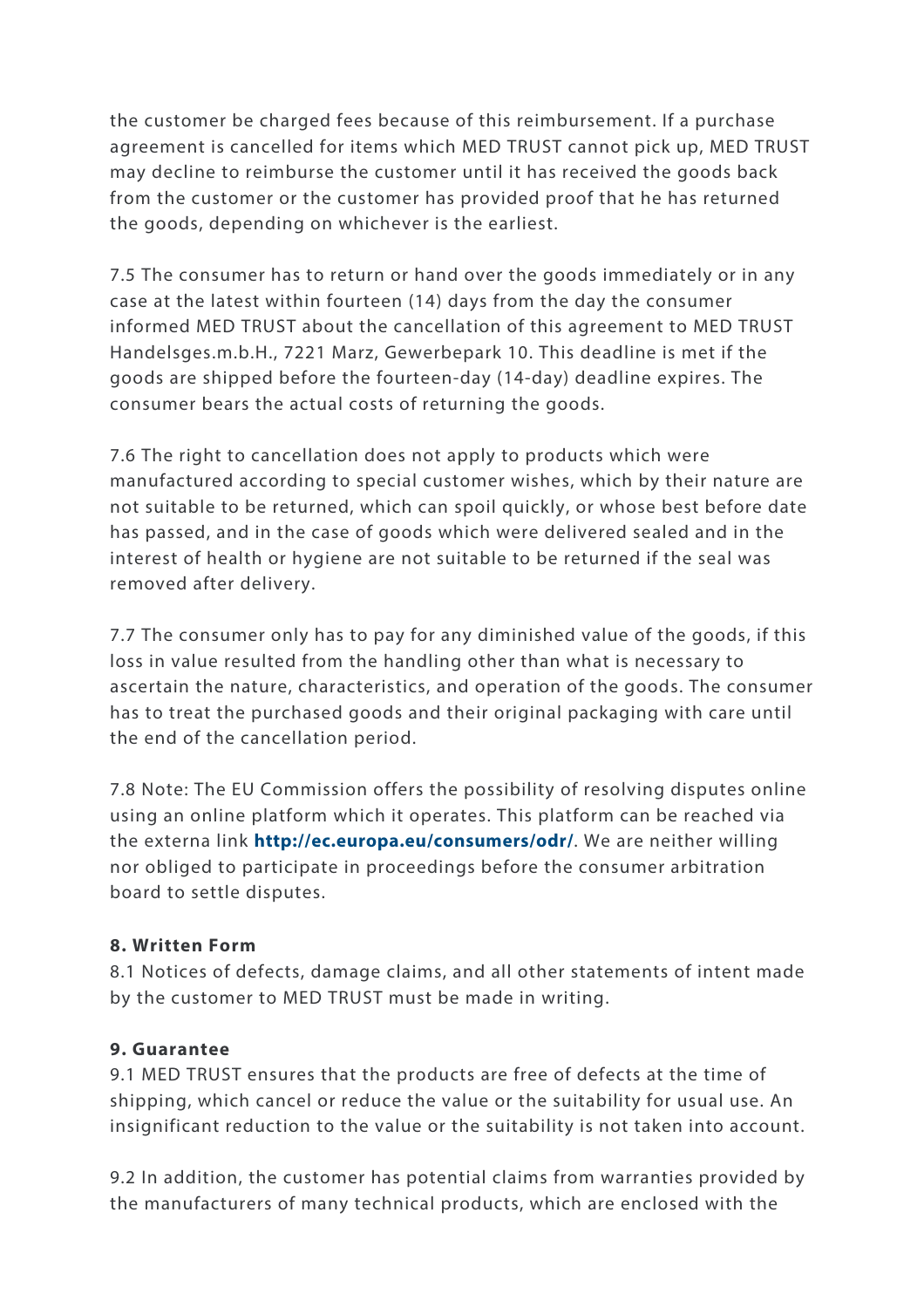the customer be charged fees because of this reimbursement. If a purchase agreement is cancelled for items which MED TRUST cannot pick up, MED TRUST may decline to reimburse the customer until it has received the goods back from the customer or the customer has provided proof that he has returned the goods, depending on whichever is the earliest.

7.5 The consumer has to return or hand over the goods immediately or in any case at the latest within fourteen (14) days from the day the consumer informed MED TRUST about the cancellation of this agreement to MED TRUST Handelsges.m.b.H., 7221 Marz, Gewerbepark 10. This deadline is met if the goods are shipped before the fourteen-day (14-day) deadline expires. The consumer bears the actual costs of returning the goods.

7.6 The right to cancellation does not apply to products which were manufactured according to special customer wishes, which by their nature are not suitable to be returned, which can spoil quickly, or whose best before date has passed, and in the case of goods which were delivered sealed and in the interest of health or hygiene are not suitable to be returned if the seal was removed after delivery.

7.7 The consumer only has to pay for any diminished value of the goods, if this loss in value resulted from the handling other than what is necessary to ascertain the nature, characteristics, and operation of the goods. The consumer has to treat the purchased goods and their original packaging with care until the end of the cancellation period.

7.8 Note: The EU Commission offers the possibility of resolving disputes online using an online platform which it operates. This platform can be reached via the externa link **http://ec.europa.eu/consumers/odr/**. We are neither willing nor obliged to participate in proceedings before the consumer arbitration board to settle disputes.

**8. Written Form**

8.1 Notices of defects, damage claims, and all other statements of intent made by the customer to MED TRUST must be made in writing.

**9. Guarantee**

9.1 MED TRUST ensures that the products are free of defects at the time of shipping, which cancel or reduce the value or the suitability for usual use. An insignificant reduction to the value or the suitability is not taken into account.

9.2 In addition, the customer has potential claims from warranties provided by the manufacturers of many technical products, which are enclosed with the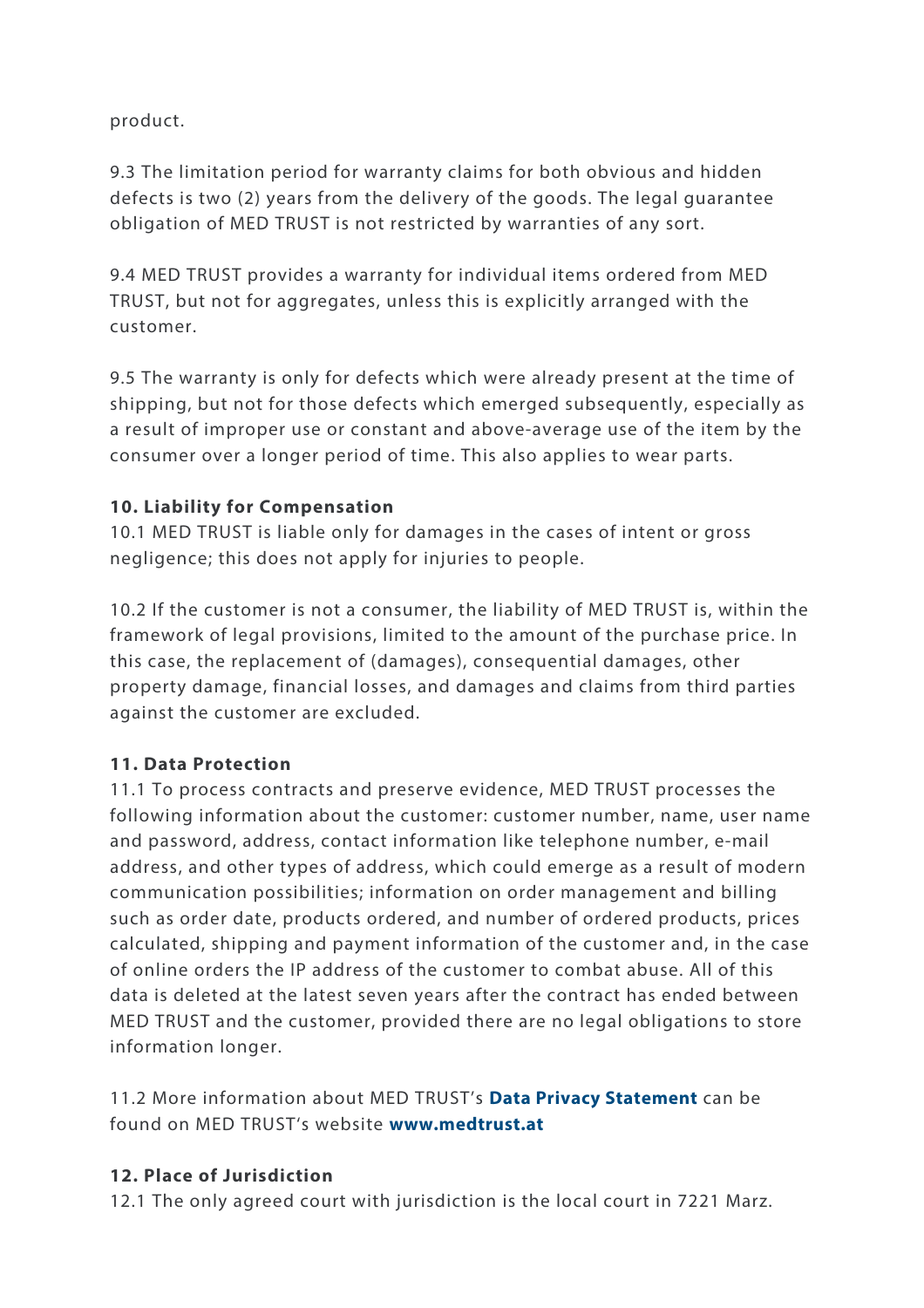product.

9.3 The limitation period for warranty claims for both obvious and hidden defects is two (2) years from the delivery of the goods. The legal guarantee obligation of MED TRUST is not restricted by warranties of any sort.

9.4 MED TRUST provides a warranty for individual items ordered from MED TRUST, but not for aggregates, unless this is explicitly arranged with the customer.

9.5 The warranty is only for defects which were already present at the time of shipping, but not for those defects which emerged subsequently, especially as a result of improper use or constant and above-average use of the item by the consumer over a longer period of time. This also applies to wear parts.

**10. Liability for Compensation**

10.1 MED TRUST is liable only for damages in the cases of intent or gross negligence; this does not apply for injuries to people.

10.2 If the customer is not a consumer, the liability of MED TRUST is, within the framework of legal provisions, limited to the amount of the purchase price. In this case, the replacement of (damages), consequential damages, other property damage, financial losses, and damages and claims from third parties against the customer are excluded.

**11. Data Protection**

11.1 To process contracts and preserve evidence, MED TRUST processes the following information about the customer: customer number, name, user name and password, address, contact information like telephone number, e-mail address, and other types of address, which could emerge as a result of modern communication possibilities; information on order management and billing such as order date, products ordered, and number of ordered products, prices calculated, shipping and payment information of the customer and, in the case of online orders the IP address of the customer to combat abuse. All of this data is deleted at the latest seven years after the contract has ended between MED TRUST and the customer, provided there are no legal obligations to store information longer.

11.2 More information about MED TRUST's **Data Privacy Statement** can be found on MED TRUST's website **www.medtrust.at**

**12. Place of Jurisdiction**

12.1 The only agreed court with jurisdiction is the local court in 7221 Marz.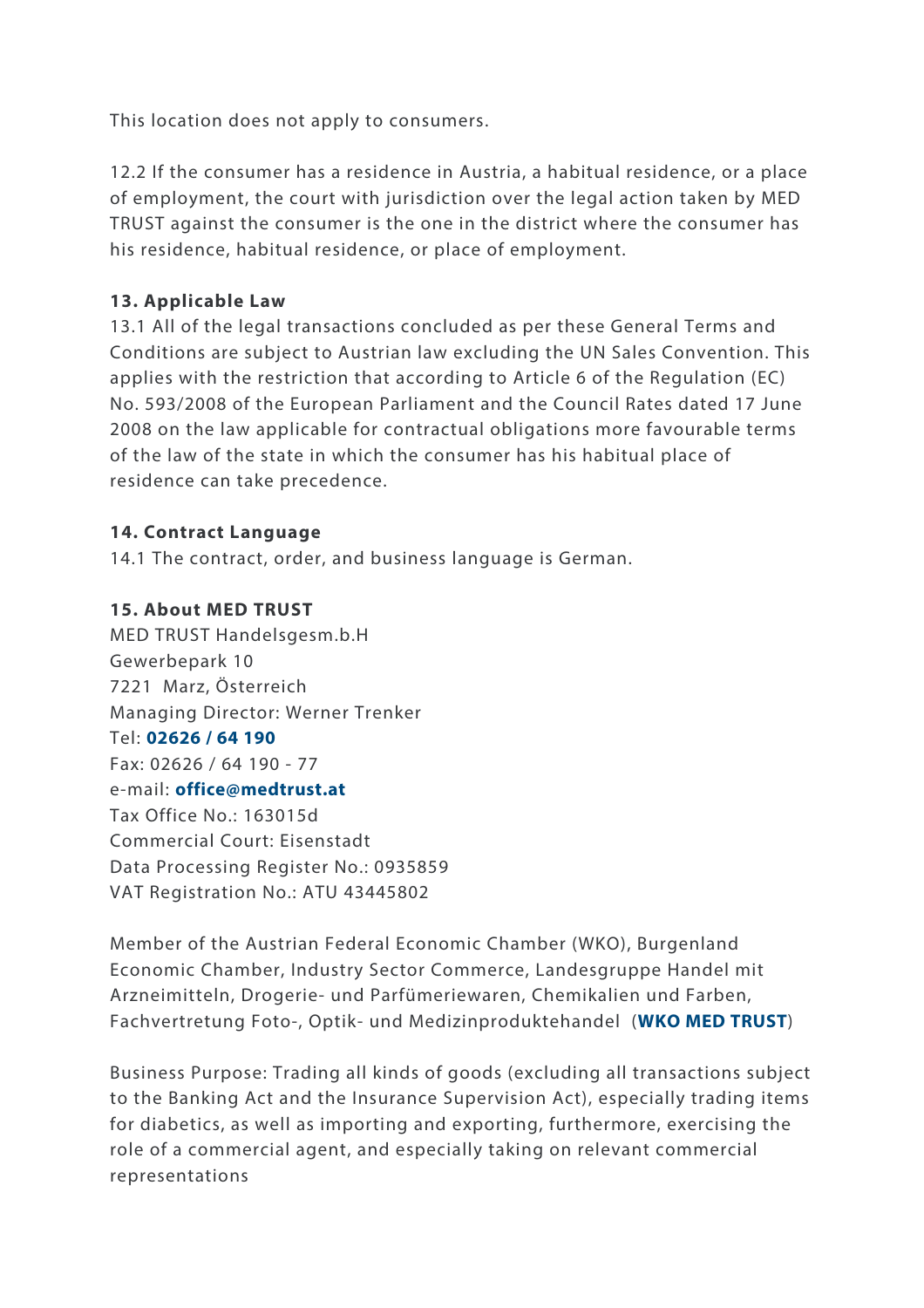This location does not apply to consumers.

12.2 If the consumer has a residence in Austria, a habitual residence, or a place of employment, the court with jurisdiction over the legal action taken by MED TRUST against the consumer is the one in the district where the consumer has his residence, habitual residence, or place of employment.

**13. Applicable Law**

13.1 All of the legal transactions concluded as per these General Terms and Conditions are subject to Austrian law excluding the UN Sales Convention. This applies with the restriction that according to Article 6 of the Regulation (EC) No. 593/2008 of the European Parliament and the Council Rates dated 17 June 2008 on the law applicable for contractual obligations more favourable terms of the law of the state in which the consumer has his habitual place of residence can take precedence.

**14. Contract Language**

14.1 The contract, order, and business language is German.

**15. About MED TRUST**

MED TRUST Handelsgesm.b.H
Gewerbepark 10
7221 Marz, Österreich
Managing Director: Werner Trenker
Tel: **02626 / 64 190**
Fax: 02626 / 64 190 - 77
e-mail: **office@medtrust.at**
Tax Office No.: 163015d
Commercial Court: Eisenstadt
Data Processing Register No.: 0935859
VAT Registration No.: ATU 43445802

Member of the Austrian Federal Economic Chamber (WKO), Burgenland Economic Chamber, Industry Sector Commerce, Landesgruppe Handel mit Arzneimitteln, Drogerie- und Parfümeriewaren, Chemikalien und Farben, Fachvertretung Foto-, Optik- und Medizinproduktehandel (**WKO MED TRUST**)

Business Purpose: Trading all kinds of goods (excluding all transactions subject to the Banking Act and the Insurance Supervision Act), especially trading items for diabetics, as well as importing and exporting, furthermore, exercising the role of a commercial agent, and especially taking on relevant commercial representations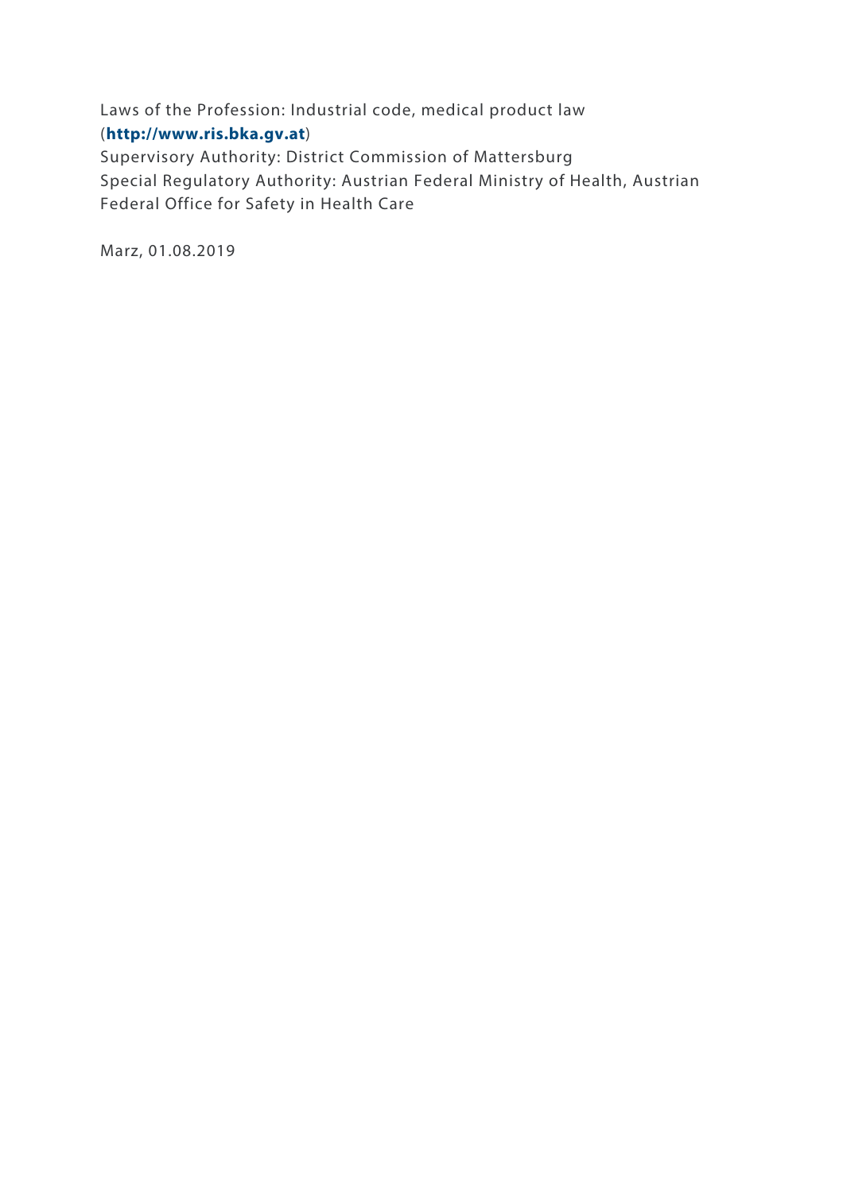Laws of the Profession: Industrial code, medical product law (**http://www.ris.bka.gv.at**)
Supervisory Authority: District Commission of Mattersburg
Special Regulatory Authority: Austrian Federal Ministry of Health, Austrian Federal Office for Safety in Health Care

Marz, 01.08.2019